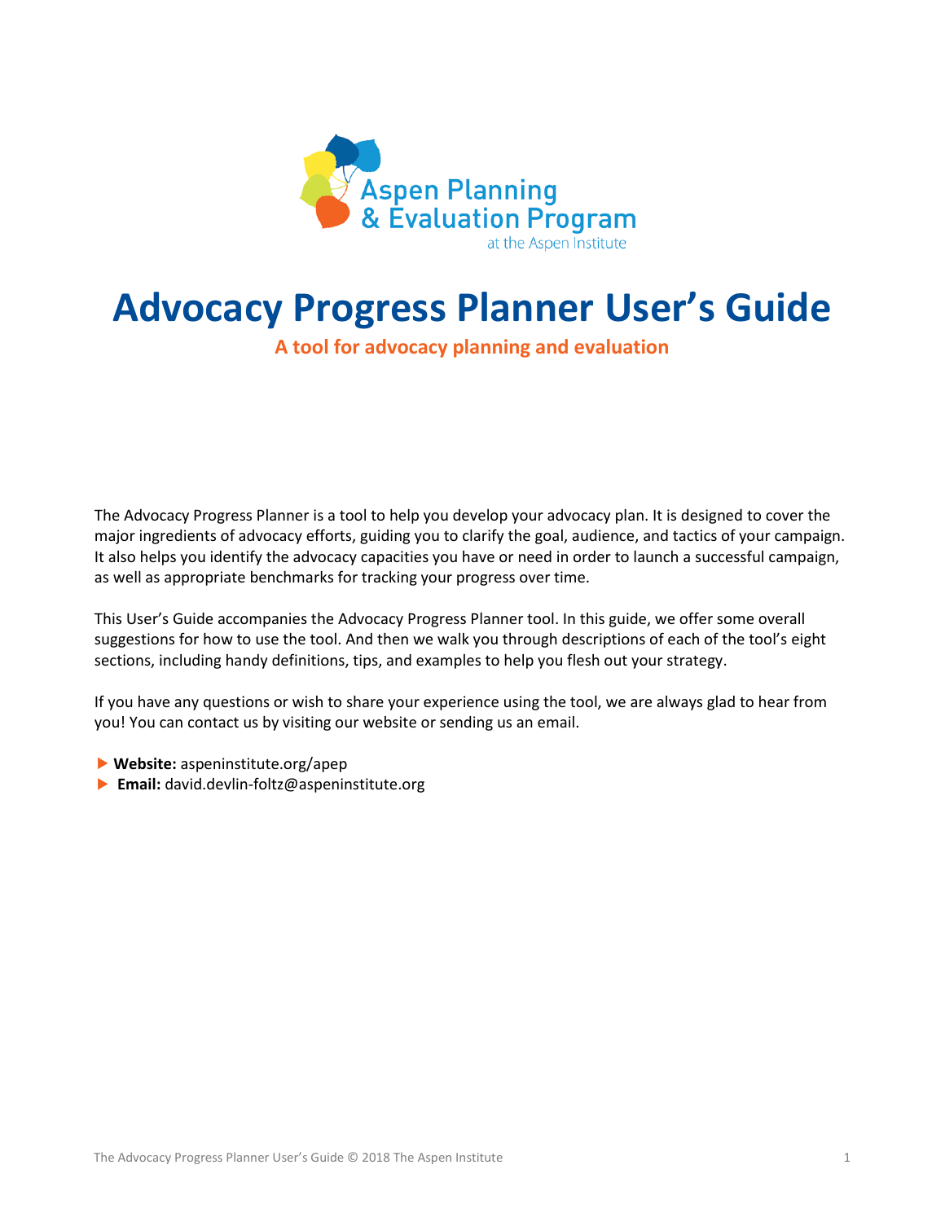Aspen Planning & Evaluation Program
at the Aspen Institute

# Advocacy Progress Planner User's Guide

**A tool for advocacy planning and evaluation**

The Advocacy Progress Planner is a tool to help you develop your advocacy plan. It is designed to cover the major ingredients of advocacy efforts, guiding you to clarify the goal, audience, and tactics of your campaign. It also helps you identify the advocacy capacities you have or need in order to launch a successful campaign, as well as appropriate benchmarks for tracking your progress over time.

This User's Guide accompanies the Advocacy Progress Planner tool. In this guide, we offer some overall suggestions for how to use the tool. And then we walk you through descriptions of each of the tool's eight sections, including handy definitions, tips, and examples to help you flesh out your strategy.

If you have any questions or wish to share your experience using the tool, we are always glad to hear from you! You can contact us by visiting our website or sending us an email.

- **Website:** aspeninstitute.org/apep
- **Email:** david.devlin-foltz@aspeninstitute.org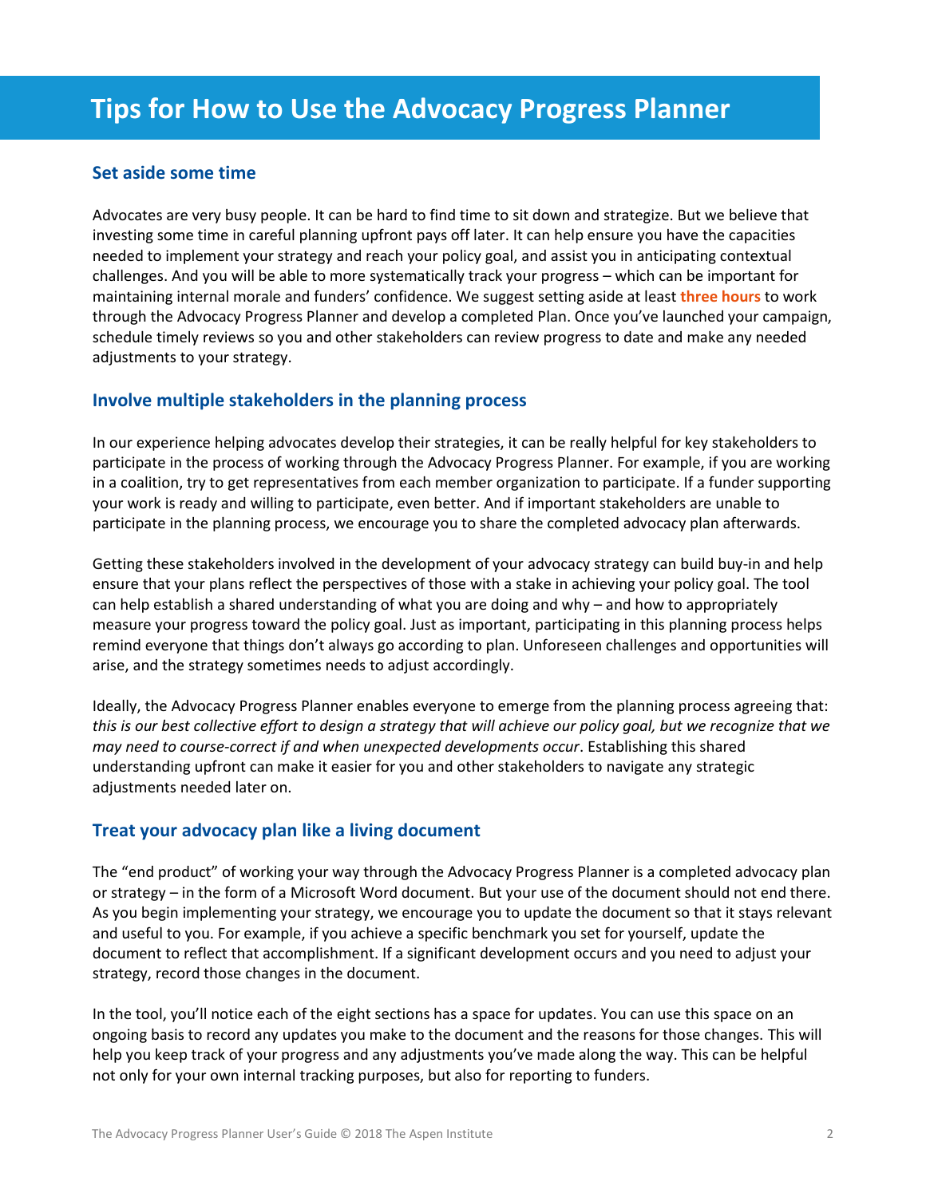# Tips for How to Use the Advocacy Progress Planner

## Set aside some time

Advocates are very busy people. It can be hard to find time to sit down and strategize. But we believe that investing some time in careful planning upfront pays off later. It can help ensure you have the capacities needed to implement your strategy and reach your policy goal, and assist you in anticipating contextual challenges. And you will be able to more systematically track your progress – which can be important for maintaining internal morale and funders' confidence. We suggest setting aside at least **three hours** to work through the Advocacy Progress Planner and develop a completed Plan. Once you've launched your campaign, schedule timely reviews so you and other stakeholders can review progress to date and make any needed adjustments to your strategy.

## Involve multiple stakeholders in the planning process

In our experience helping advocates develop their strategies, it can be really helpful for key stakeholders to participate in the process of working through the Advocacy Progress Planner. For example, if you are working in a coalition, try to get representatives from each member organization to participate. If a funder supporting your work is ready and willing to participate, even better. And if important stakeholders are unable to participate in the planning process, we encourage you to share the completed advocacy plan afterwards.

Getting these stakeholders involved in the development of your advocacy strategy can build buy-in and help ensure that your plans reflect the perspectives of those with a stake in achieving your policy goal. The tool can help establish a shared understanding of what you are doing and why – and how to appropriately measure your progress toward the policy goal. Just as important, participating in this planning process helps remind everyone that things don't always go according to plan. Unforeseen challenges and opportunities will arise, and the strategy sometimes needs to adjust accordingly.

Ideally, the Advocacy Progress Planner enables everyone to emerge from the planning process agreeing that: *this is our best collective effort to design a strategy that will achieve our policy goal, but we recognize that we may need to course-correct if and when unexpected developments occur*. Establishing this shared understanding upfront can make it easier for you and other stakeholders to navigate any strategic adjustments needed later on.

## Treat your advocacy plan like a living document

The "end product" of working your way through the Advocacy Progress Planner is a completed advocacy plan or strategy – in the form of a Microsoft Word document. But your use of the document should not end there. As you begin implementing your strategy, we encourage you to update the document so that it stays relevant and useful to you. For example, if you achieve a specific benchmark you set for yourself, update the document to reflect that accomplishment. If a significant development occurs and you need to adjust your strategy, record those changes in the document.

In the tool, you'll notice each of the eight sections has a space for updates. You can use this space on an ongoing basis to record any updates you make to the document and the reasons for those changes. This will help you keep track of your progress and any adjustments you've made along the way. This can be helpful not only for your own internal tracking purposes, but also for reporting to funders.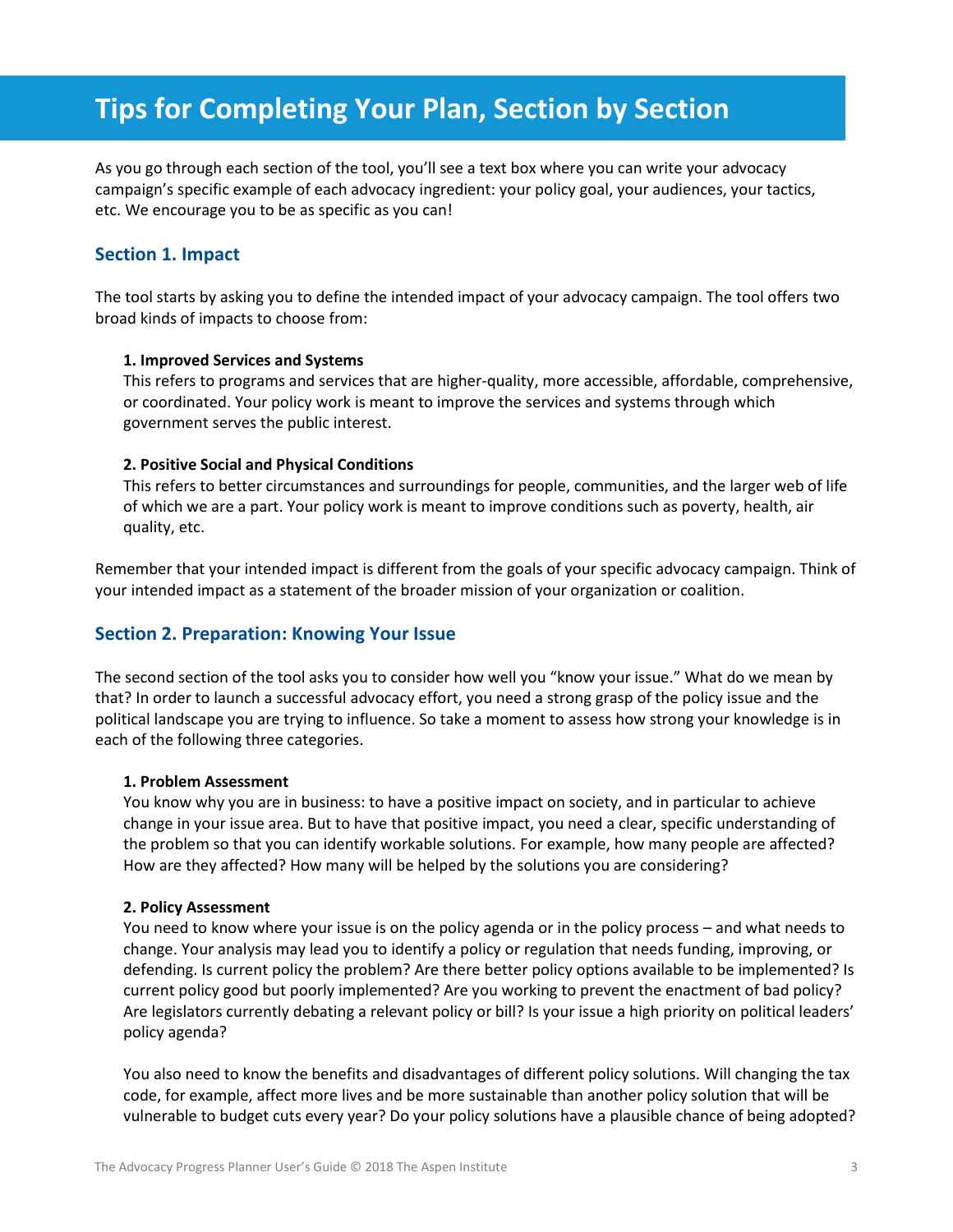# Tips for Completing Your Plan, Section by Section

As you go through each section of the tool, you'll see a text box where you can write your advocacy campaign's specific example of each advocacy ingredient: your policy goal, your audiences, your tactics, etc. We encourage you to be as specific as you can!

## Section 1. Impact

The tool starts by asking you to define the intended impact of your advocacy campaign. The tool offers two broad kinds of impacts to choose from:

**1. Improved Services and Systems**
This refers to programs and services that are higher-quality, more accessible, affordable, comprehensive, or coordinated. Your policy work is meant to improve the services and systems through which government serves the public interest.

**2. Positive Social and Physical Conditions**
This refers to better circumstances and surroundings for people, communities, and the larger web of life of which we are a part. Your policy work is meant to improve conditions such as poverty, health, air quality, etc.

Remember that your intended impact is different from the goals of your specific advocacy campaign. Think of your intended impact as a statement of the broader mission of your organization or coalition.

## Section 2. Preparation: Knowing Your Issue

The second section of the tool asks you to consider how well you "know your issue." What do we mean by that? In order to launch a successful advocacy effort, you need a strong grasp of the policy issue and the political landscape you are trying to influence. So take a moment to assess how strong your knowledge is in each of the following three categories.

**1. Problem Assessment**
You know why you are in business: to have a positive impact on society, and in particular to achieve change in your issue area. But to have that positive impact, you need a clear, specific understanding of the problem so that you can identify workable solutions. For example, how many people are affected? How are they affected? How many will be helped by the solutions you are considering?

**2. Policy Assessment**
You need to know where your issue is on the policy agenda or in the policy process – and what needs to change. Your analysis may lead you to identify a policy or regulation that needs funding, improving, or defending. Is current policy the problem? Are there better policy options available to be implemented? Is current policy good but poorly implemented? Are you working to prevent the enactment of bad policy? Are legislators currently debating a relevant policy or bill? Is your issue a high priority on political leaders' policy agenda?

You also need to know the benefits and disadvantages of different policy solutions. Will changing the tax code, for example, affect more lives and be more sustainable than another policy solution that will be vulnerable to budget cuts every year? Do your policy solutions have a plausible chance of being adopted?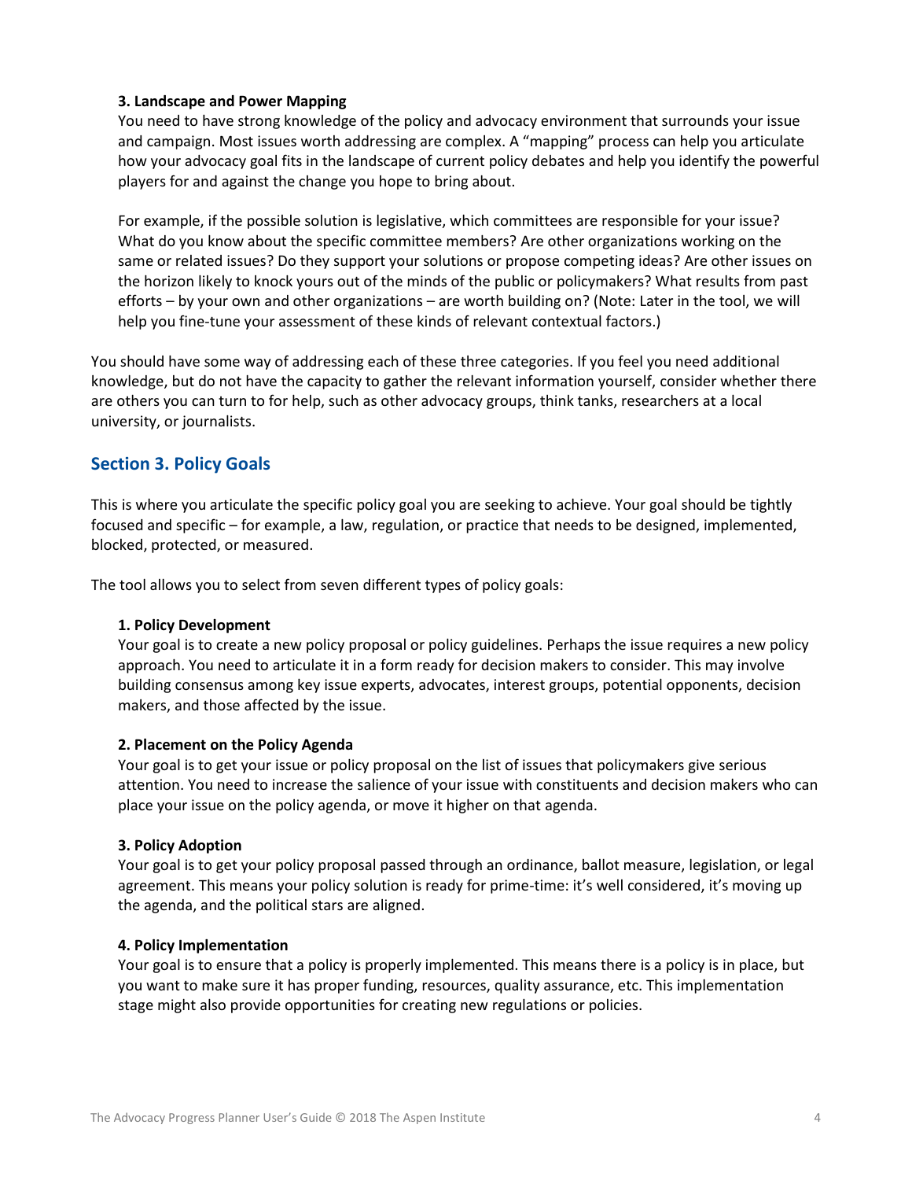**3. Landscape and Power Mapping**

You need to have strong knowledge of the policy and advocacy environment that surrounds your issue and campaign. Most issues worth addressing are complex. A "mapping" process can help you articulate how your advocacy goal fits in the landscape of current policy debates and help you identify the powerful players for and against the change you hope to bring about.

For example, if the possible solution is legislative, which committees are responsible for your issue? What do you know about the specific committee members? Are other organizations working on the same or related issues? Do they support your solutions or propose competing ideas? Are other issues on the horizon likely to knock yours out of the minds of the public or policymakers? What results from past efforts – by your own and other organizations – are worth building on? (Note: Later in the tool, we will help you fine-tune your assessment of these kinds of relevant contextual factors.)

You should have some way of addressing each of these three categories. If you feel you need additional knowledge, but do not have the capacity to gather the relevant information yourself, consider whether there are others you can turn to for help, such as other advocacy groups, think tanks, researchers at a local university, or journalists.

## Section 3. Policy Goals

This is where you articulate the specific policy goal you are seeking to achieve. Your goal should be tightly focused and specific – for example, a law, regulation, or practice that needs to be designed, implemented, blocked, protected, or measured.

The tool allows you to select from seven different types of policy goals:

**1. Policy Development**

Your goal is to create a new policy proposal or policy guidelines. Perhaps the issue requires a new policy approach. You need to articulate it in a form ready for decision makers to consider. This may involve building consensus among key issue experts, advocates, interest groups, potential opponents, decision makers, and those affected by the issue.

**2. Placement on the Policy Agenda**

Your goal is to get your issue or policy proposal on the list of issues that policymakers give serious attention. You need to increase the salience of your issue with constituents and decision makers who can place your issue on the policy agenda, or move it higher on that agenda.

**3. Policy Adoption**

Your goal is to get your policy proposal passed through an ordinance, ballot measure, legislation, or legal agreement. This means your policy solution is ready for prime-time: it's well considered, it's moving up the agenda, and the political stars are aligned.

**4. Policy Implementation**

Your goal is to ensure that a policy is properly implemented. This means there is a policy is in place, but you want to make sure it has proper funding, resources, quality assurance, etc. This implementation stage might also provide opportunities for creating new regulations or policies.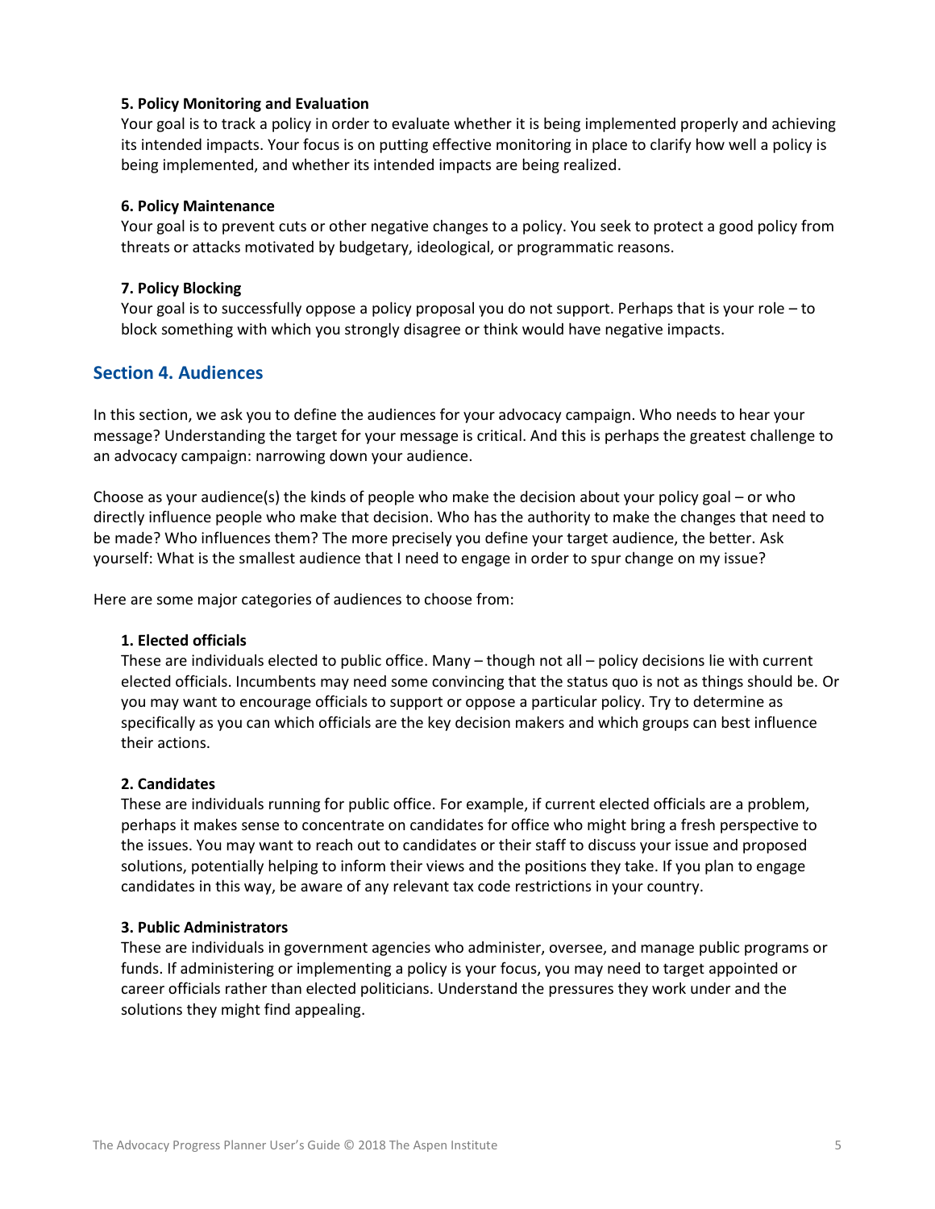**5. Policy Monitoring and Evaluation**

Your goal is to track a policy in order to evaluate whether it is being implemented properly and achieving its intended impacts. Your focus is on putting effective monitoring in place to clarify how well a policy is being implemented, and whether its intended impacts are being realized.

**6. Policy Maintenance**

Your goal is to prevent cuts or other negative changes to a policy. You seek to protect a good policy from threats or attacks motivated by budgetary, ideological, or programmatic reasons.

**7. Policy Blocking**

Your goal is to successfully oppose a policy proposal you do not support. Perhaps that is your role – to block something with which you strongly disagree or think would have negative impacts.

## Section 4. Audiences

In this section, we ask you to define the audiences for your advocacy campaign. Who needs to hear your message? Understanding the target for your message is critical. And this is perhaps the greatest challenge to an advocacy campaign: narrowing down your audience.

Choose as your audience(s) the kinds of people who make the decision about your policy goal – or who directly influence people who make that decision. Who has the authority to make the changes that need to be made? Who influences them? The more precisely you define your target audience, the better. Ask yourself: What is the smallest audience that I need to engage in order to spur change on my issue?

Here are some major categories of audiences to choose from:

**1. Elected officials**

These are individuals elected to public office. Many – though not all – policy decisions lie with current elected officials. Incumbents may need some convincing that the status quo is not as things should be. Or you may want to encourage officials to support or oppose a particular policy. Try to determine as specifically as you can which officials are the key decision makers and which groups can best influence their actions.

**2. Candidates**

These are individuals running for public office. For example, if current elected officials are a problem, perhaps it makes sense to concentrate on candidates for office who might bring a fresh perspective to the issues. You may want to reach out to candidates or their staff to discuss your issue and proposed solutions, potentially helping to inform their views and the positions they take. If you plan to engage candidates in this way, be aware of any relevant tax code restrictions in your country.

**3. Public Administrators**

These are individuals in government agencies who administer, oversee, and manage public programs or funds. If administering or implementing a policy is your focus, you may need to target appointed or career officials rather than elected politicians. Understand the pressures they work under and the solutions they might find appealing.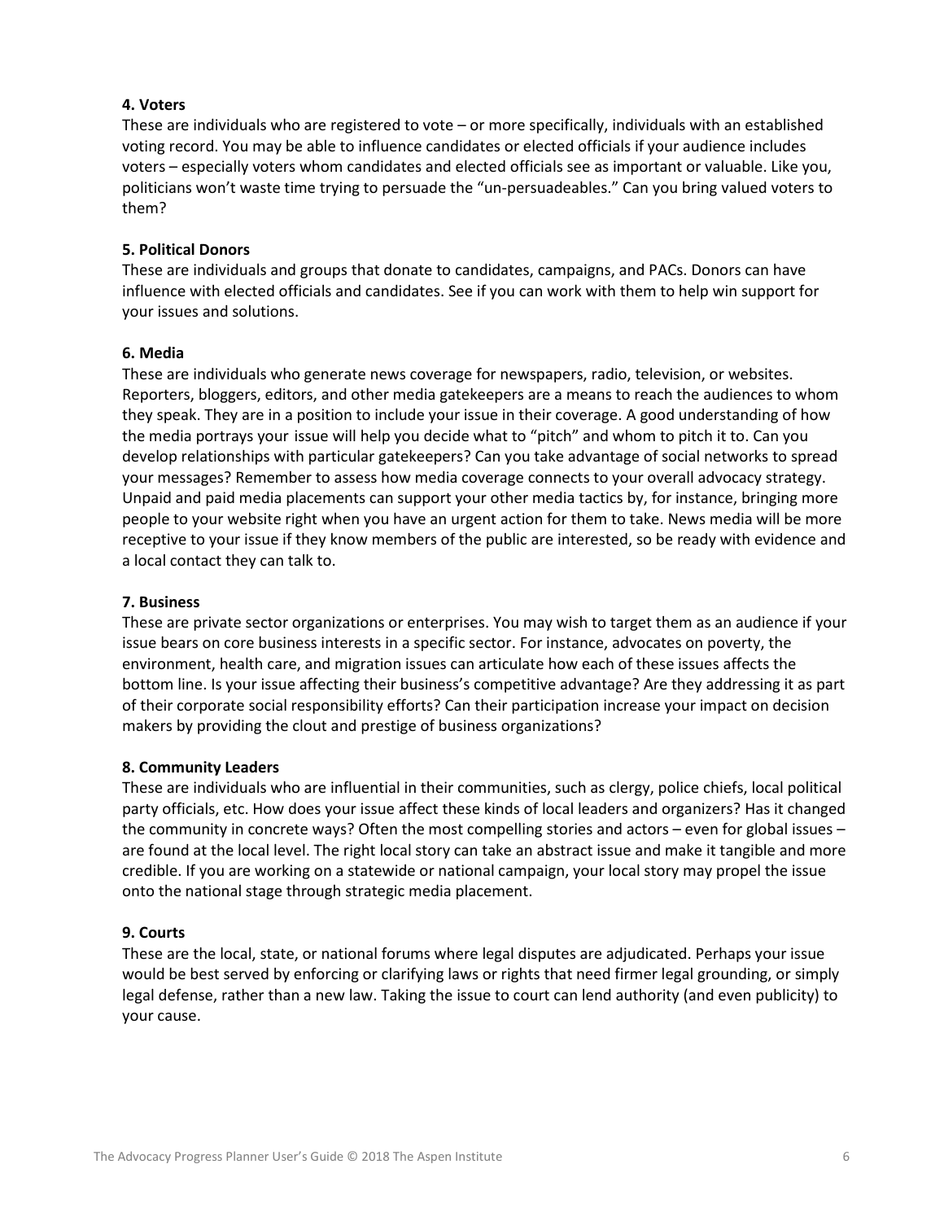**4. Voters**

These are individuals who are registered to vote – or more specifically, individuals with an established voting record. You may be able to influence candidates or elected officials if your audience includes voters – especially voters whom candidates and elected officials see as important or valuable. Like you, politicians won't waste time trying to persuade the "un-persuadeables." Can you bring valued voters to them?

**5. Political Donors**

These are individuals and groups that donate to candidates, campaigns, and PACs. Donors can have influence with elected officials and candidates. See if you can work with them to help win support for your issues and solutions.

**6. Media**

These are individuals who generate news coverage for newspapers, radio, television, or websites. Reporters, bloggers, editors, and other media gatekeepers are a means to reach the audiences to whom they speak. They are in a position to include your issue in their coverage. A good understanding of how the media portrays your issue will help you decide what to "pitch" and whom to pitch it to. Can you develop relationships with particular gatekeepers? Can you take advantage of social networks to spread your messages? Remember to assess how media coverage connects to your overall advocacy strategy. Unpaid and paid media placements can support your other media tactics by, for instance, bringing more people to your website right when you have an urgent action for them to take. News media will be more receptive to your issue if they know members of the public are interested, so be ready with evidence and a local contact they can talk to.

**7. Business**

These are private sector organizations or enterprises. You may wish to target them as an audience if your issue bears on core business interests in a specific sector. For instance, advocates on poverty, the environment, health care, and migration issues can articulate how each of these issues affects the bottom line. Is your issue affecting their business's competitive advantage? Are they addressing it as part of their corporate social responsibility efforts? Can their participation increase your impact on decision makers by providing the clout and prestige of business organizations?

**8. Community Leaders**

These are individuals who are influential in their communities, such as clergy, police chiefs, local political party officials, etc. How does your issue affect these kinds of local leaders and organizers? Has it changed the community in concrete ways? Often the most compelling stories and actors – even for global issues – are found at the local level. The right local story can take an abstract issue and make it tangible and more credible. If you are working on a statewide or national campaign, your local story may propel the issue onto the national stage through strategic media placement.

**9. Courts**

These are the local, state, or national forums where legal disputes are adjudicated. Perhaps your issue would be best served by enforcing or clarifying laws or rights that need firmer legal grounding, or simply legal defense, rather than a new law. Taking the issue to court can lend authority (and even publicity) to your cause.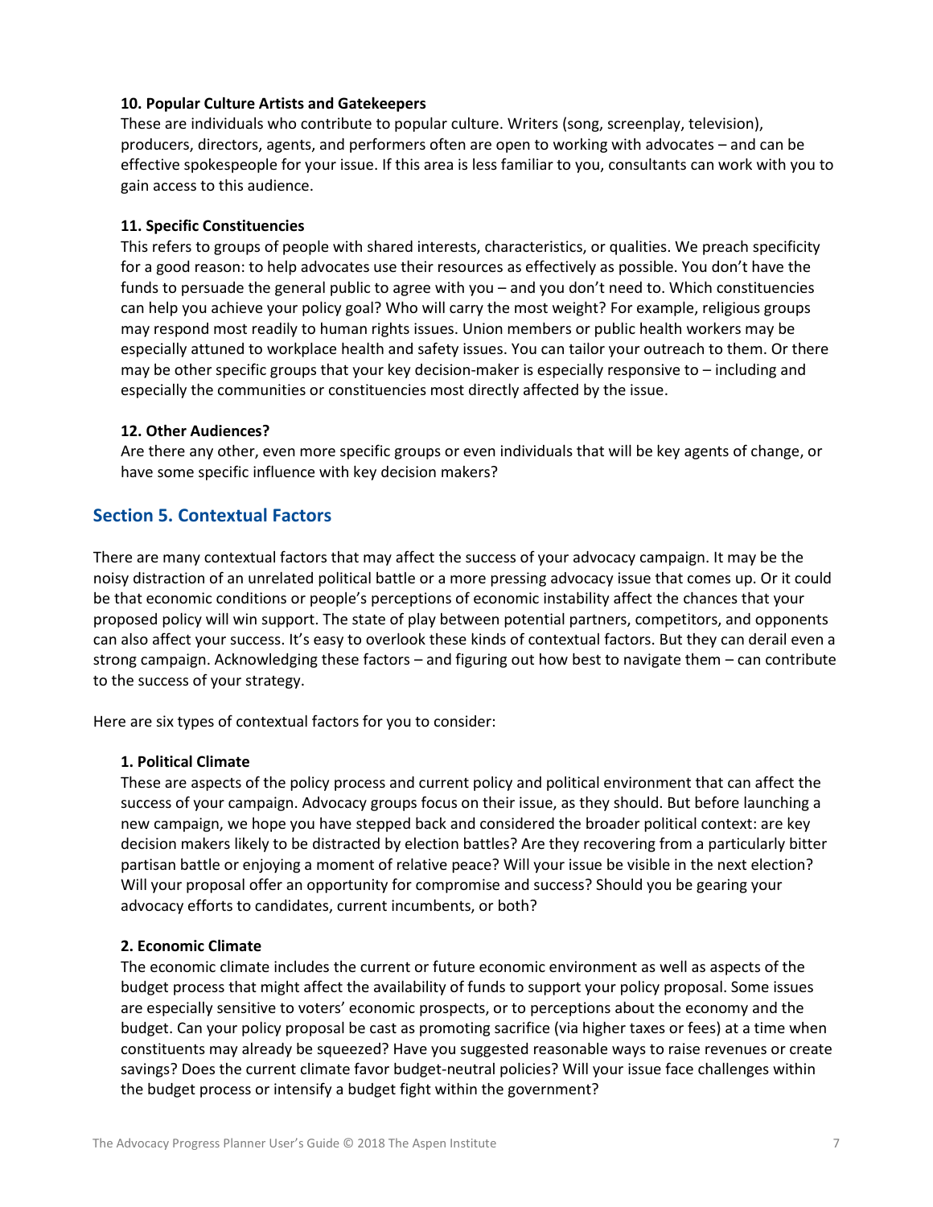**10. Popular Culture Artists and Gatekeepers**

These are individuals who contribute to popular culture. Writers (song, screenplay, television), producers, directors, agents, and performers often are open to working with advocates – and can be effective spokespeople for your issue. If this area is less familiar to you, consultants can work with you to gain access to this audience.

**11. Specific Constituencies**

This refers to groups of people with shared interests, characteristics, or qualities. We preach specificity for a good reason: to help advocates use their resources as effectively as possible. You don't have the funds to persuade the general public to agree with you – and you don't need to. Which constituencies can help you achieve your policy goal? Who will carry the most weight? For example, religious groups may respond most readily to human rights issues. Union members or public health workers may be especially attuned to workplace health and safety issues. You can tailor your outreach to them. Or there may be other specific groups that your key decision-maker is especially responsive to – including and especially the communities or constituencies most directly affected by the issue.

**12. Other Audiences?**

Are there any other, even more specific groups or even individuals that will be key agents of change, or have some specific influence with key decision makers?

## Section 5. Contextual Factors

There are many contextual factors that may affect the success of your advocacy campaign. It may be the noisy distraction of an unrelated political battle or a more pressing advocacy issue that comes up. Or it could be that economic conditions or people's perceptions of economic instability affect the chances that your proposed policy will win support. The state of play between potential partners, competitors, and opponents can also affect your success. It's easy to overlook these kinds of contextual factors. But they can derail even a strong campaign. Acknowledging these factors – and figuring out how best to navigate them – can contribute to the success of your strategy.

Here are six types of contextual factors for you to consider:

**1. Political Climate**

These are aspects of the policy process and current policy and political environment that can affect the success of your campaign. Advocacy groups focus on their issue, as they should. But before launching a new campaign, we hope you have stepped back and considered the broader political context: are key decision makers likely to be distracted by election battles? Are they recovering from a particularly bitter partisan battle or enjoying a moment of relative peace? Will your issue be visible in the next election? Will your proposal offer an opportunity for compromise and success? Should you be gearing your advocacy efforts to candidates, current incumbents, or both?

**2. Economic Climate**

The economic climate includes the current or future economic environment as well as aspects of the budget process that might affect the availability of funds to support your policy proposal. Some issues are especially sensitive to voters' economic prospects, or to perceptions about the economy and the budget. Can your policy proposal be cast as promoting sacrifice (via higher taxes or fees) at a time when constituents may already be squeezed? Have you suggested reasonable ways to raise revenues or create savings? Does the current climate favor budget-neutral policies? Will your issue face challenges within the budget process or intensify a budget fight within the government?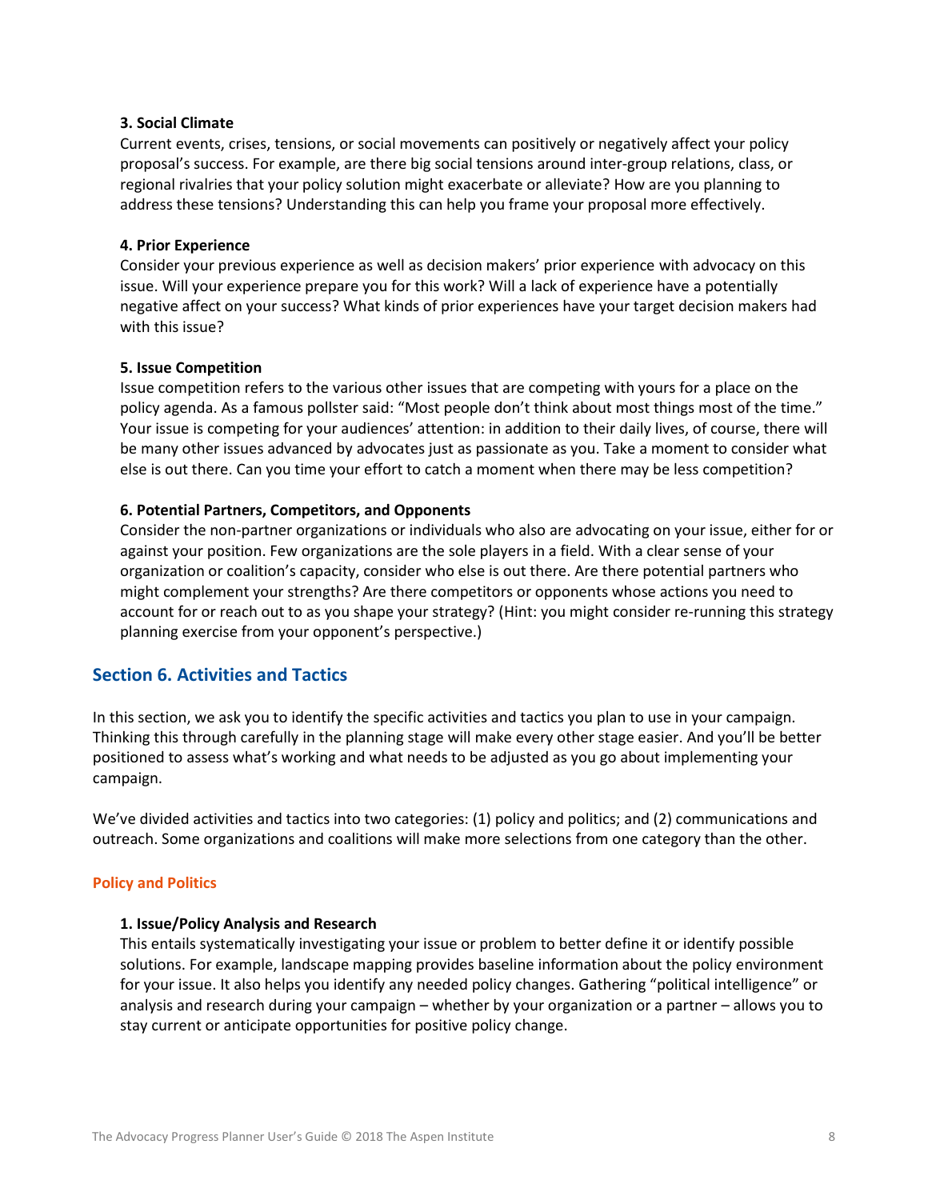**3. Social Climate**
Current events, crises, tensions, or social movements can positively or negatively affect your policy proposal's success. For example, are there big social tensions around inter-group relations, class, or regional rivalries that your policy solution might exacerbate or alleviate? How are you planning to address these tensions? Understanding this can help you frame your proposal more effectively.

**4. Prior Experience**
Consider your previous experience as well as decision makers' prior experience with advocacy on this issue. Will your experience prepare you for this work? Will a lack of experience have a potentially negative affect on your success? What kinds of prior experiences have your target decision makers had with this issue?

**5. Issue Competition**
Issue competition refers to the various other issues that are competing with yours for a place on the policy agenda. As a famous pollster said: "Most people don't think about most things most of the time." Your issue is competing for your audiences' attention: in addition to their daily lives, of course, there will be many other issues advanced by advocates just as passionate as you. Take a moment to consider what else is out there. Can you time your effort to catch a moment when there may be less competition?

**6. Potential Partners, Competitors, and Opponents**
Consider the non-partner organizations or individuals who also are advocating on your issue, either for or against your position. Few organizations are the sole players in a field. With a clear sense of your organization or coalition's capacity, consider who else is out there. Are there potential partners who might complement your strengths? Are there competitors or opponents whose actions you need to account for or reach out to as you shape your strategy? (Hint: you might consider re-running this strategy planning exercise from your opponent's perspective.)

## Section 6. Activities and Tactics

In this section, we ask you to identify the specific activities and tactics you plan to use in your campaign. Thinking this through carefully in the planning stage will make every other stage easier. And you'll be better positioned to assess what's working and what needs to be adjusted as you go about implementing your campaign.

We've divided activities and tactics into two categories: (1) policy and politics; and (2) communications and outreach. Some organizations and coalitions will make more selections from one category than the other.

### Policy and Politics

**1. Issue/Policy Analysis and Research**
This entails systematically investigating your issue or problem to better define it or identify possible solutions. For example, landscape mapping provides baseline information about the policy environment for your issue. It also helps you identify any needed policy changes. Gathering "political intelligence" or analysis and research during your campaign – whether by your organization or a partner – allows you to stay current or anticipate opportunities for positive policy change.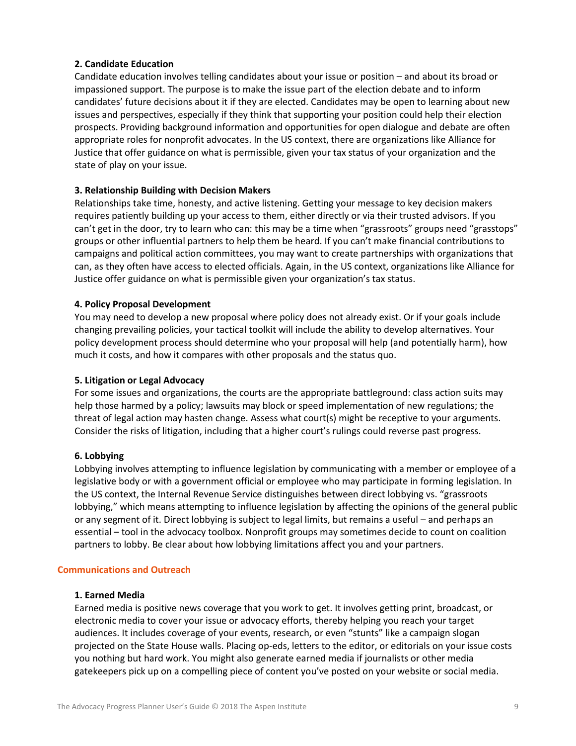**2. Candidate Education**

Candidate education involves telling candidates about your issue or position – and about its broad or impassioned support. The purpose is to make the issue part of the election debate and to inform candidates' future decisions about it if they are elected. Candidates may be open to learning about new issues and perspectives, especially if they think that supporting your position could help their election prospects. Providing background information and opportunities for open dialogue and debate are often appropriate roles for nonprofit advocates. In the US context, there are organizations like Alliance for Justice that offer guidance on what is permissible, given your tax status of your organization and the state of play on your issue.

**3. Relationship Building with Decision Makers**

Relationships take time, honesty, and active listening. Getting your message to key decision makers requires patiently building up your access to them, either directly or via their trusted advisors. If you can't get in the door, try to learn who can: this may be a time when "grassroots" groups need "grasstops" groups or other influential partners to help them be heard. If you can't make financial contributions to campaigns and political action committees, you may want to create partnerships with organizations that can, as they often have access to elected officials. Again, in the US context, organizations like Alliance for Justice offer guidance on what is permissible given your organization's tax status.

**4. Policy Proposal Development**

You may need to develop a new proposal where policy does not already exist. Or if your goals include changing prevailing policies, your tactical toolkit will include the ability to develop alternatives. Your policy development process should determine who your proposal will help (and potentially harm), how much it costs, and how it compares with other proposals and the status quo.

**5. Litigation or Legal Advocacy**

For some issues and organizations, the courts are the appropriate battleground: class action suits may help those harmed by a policy; lawsuits may block or speed implementation of new regulations; the threat of legal action may hasten change. Assess what court(s) might be receptive to your arguments. Consider the risks of litigation, including that a higher court's rulings could reverse past progress.

**6. Lobbying**

Lobbying involves attempting to influence legislation by communicating with a member or employee of a legislative body or with a government official or employee who may participate in forming legislation. In the US context, the Internal Revenue Service distinguishes between direct lobbying vs. "grassroots lobbying," which means attempting to influence legislation by affecting the opinions of the general public or any segment of it. Direct lobbying is subject to legal limits, but remains a useful – and perhaps an essential – tool in the advocacy toolbox. Nonprofit groups may sometimes decide to count on coalition partners to lobby. Be clear about how lobbying limitations affect you and your partners.

## Communications and Outreach

**1. Earned Media**

Earned media is positive news coverage that you work to get. It involves getting print, broadcast, or electronic media to cover your issue or advocacy efforts, thereby helping you reach your target audiences. It includes coverage of your events, research, or even "stunts" like a campaign slogan projected on the State House walls. Placing op-eds, letters to the editor, or editorials on your issue costs you nothing but hard work. You might also generate earned media if journalists or other media gatekeepers pick up on a compelling piece of content you've posted on your website or social media.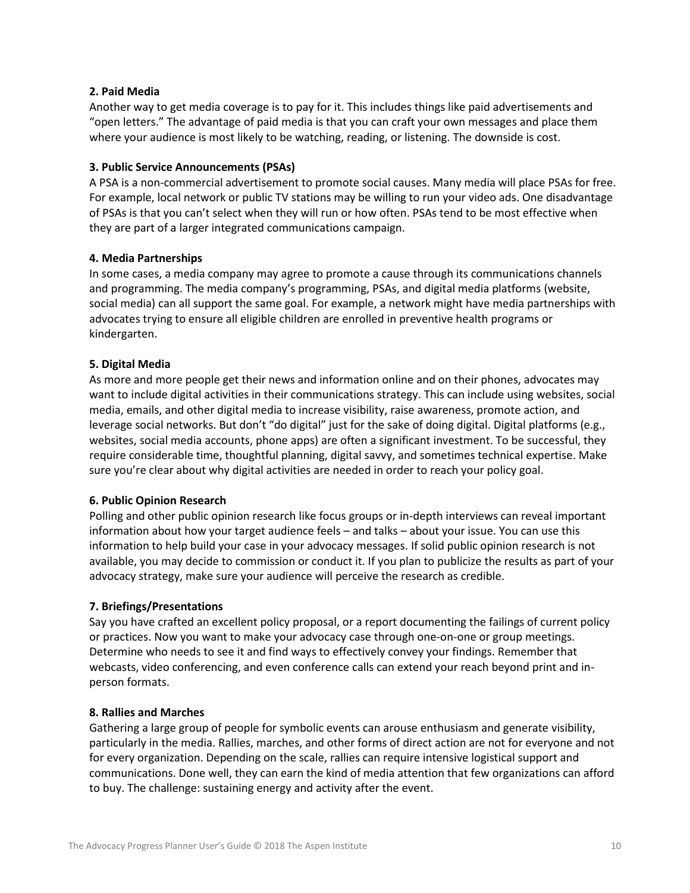**2. Paid Media**
Another way to get media coverage is to pay for it. This includes things like paid advertisements and "open letters." The advantage of paid media is that you can craft your own messages and place them where your audience is most likely to be watching, reading, or listening. The downside is cost.

**3. Public Service Announcements (PSAs)**
A PSA is a non-commercial advertisement to promote social causes. Many media will place PSAs for free. For example, local network or public TV stations may be willing to run your video ads. One disadvantage of PSAs is that you can't select when they will run or how often. PSAs tend to be most effective when they are part of a larger integrated communications campaign.

**4. Media Partnerships**
In some cases, a media company may agree to promote a cause through its communications channels and programming. The media company's programming, PSAs, and digital media platforms (website, social media) can all support the same goal. For example, a network might have media partnerships with advocates trying to ensure all eligible children are enrolled in preventive health programs or kindergarten.

**5. Digital Media**
As more and more people get their news and information online and on their phones, advocates may want to include digital activities in their communications strategy. This can include using websites, social media, emails, and other digital media to increase visibility, raise awareness, promote action, and leverage social networks. But don't "do digital" just for the sake of doing digital. Digital platforms (e.g., websites, social media accounts, phone apps) are often a significant investment. To be successful, they require considerable time, thoughtful planning, digital savvy, and sometimes technical expertise. Make sure you're clear about why digital activities are needed in order to reach your policy goal.

**6. Public Opinion Research**
Polling and other public opinion research like focus groups or in-depth interviews can reveal important information about how your target audience feels – and talks – about your issue. You can use this information to help build your case in your advocacy messages. If solid public opinion research is not available, you may decide to commission or conduct it. If you plan to publicize the results as part of your advocacy strategy, make sure your audience will perceive the research as credible.

**7. Briefings/Presentations**
Say you have crafted an excellent policy proposal, or a report documenting the failings of current policy or practices. Now you want to make your advocacy case through one-on-one or group meetings. Determine who needs to see it and find ways to effectively convey your findings. Remember that webcasts, video conferencing, and even conference calls can extend your reach beyond print and in-person formats.

**8. Rallies and Marches**
Gathering a large group of people for symbolic events can arouse enthusiasm and generate visibility, particularly in the media. Rallies, marches, and other forms of direct action are not for everyone and not for every organization. Depending on the scale, rallies can require intensive logistical support and communications. Done well, they can earn the kind of media attention that few organizations can afford to buy. The challenge: sustaining energy and activity after the event.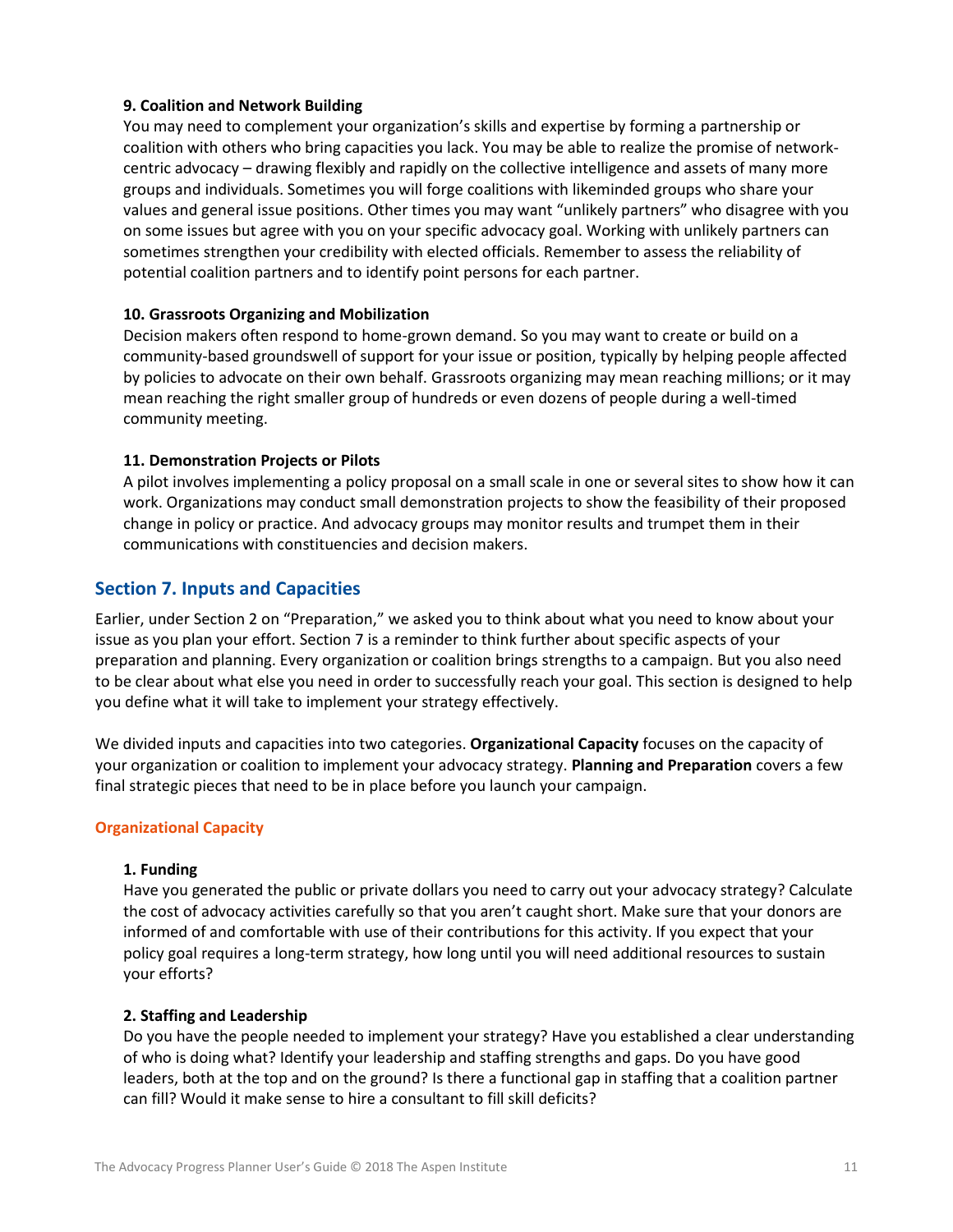### 9. Coalition and Network Building

You may need to complement your organization's skills and expertise by forming a partnership or coalition with others who bring capacities you lack. You may be able to realize the promise of network-centric advocacy – drawing flexibly and rapidly on the collective intelligence and assets of many more groups and individuals. Sometimes you will forge coalitions with likeminded groups who share your values and general issue positions. Other times you may want "unlikely partners" who disagree with you on some issues but agree with you on your specific advocacy goal. Working with unlikely partners can sometimes strengthen your credibility with elected officials. Remember to assess the reliability of potential coalition partners and to identify point persons for each partner.

### 10. Grassroots Organizing and Mobilization

Decision makers often respond to home-grown demand. So you may want to create or build on a community-based groundswell of support for your issue or position, typically by helping people affected by policies to advocate on their own behalf. Grassroots organizing may mean reaching millions; or it may mean reaching the right smaller group of hundreds or even dozens of people during a well-timed community meeting.

### 11. Demonstration Projects or Pilots

A pilot involves implementing a policy proposal on a small scale in one or several sites to show how it can work. Organizations may conduct small demonstration projects to show the feasibility of their proposed change in policy or practice. And advocacy groups may monitor results and trumpet them in their communications with constituencies and decision makers.

## Section 7. Inputs and Capacities

Earlier, under Section 2 on "Preparation," we asked you to think about what you need to know about your issue as you plan your effort. Section 7 is a reminder to think further about specific aspects of your preparation and planning. Every organization or coalition brings strengths to a campaign. But you also need to be clear about what else you need in order to successfully reach your goal. This section is designed to help you define what it will take to implement your strategy effectively.

We divided inputs and capacities into two categories. **Organizational Capacity** focuses on the capacity of your organization or coalition to implement your advocacy strategy. **Planning and Preparation** covers a few final strategic pieces that need to be in place before you launch your campaign.

### Organizational Capacity

#### 1. Funding

Have you generated the public or private dollars you need to carry out your advocacy strategy? Calculate the cost of advocacy activities carefully so that you aren't caught short. Make sure that your donors are informed of and comfortable with use of their contributions for this activity. If you expect that your policy goal requires a long-term strategy, how long until you will need additional resources to sustain your efforts?

#### 2. Staffing and Leadership

Do you have the people needed to implement your strategy? Have you established a clear understanding of who is doing what? Identify your leadership and staffing strengths and gaps. Do you have good leaders, both at the top and on the ground? Is there a functional gap in staffing that a coalition partner can fill? Would it make sense to hire a consultant to fill skill deficits?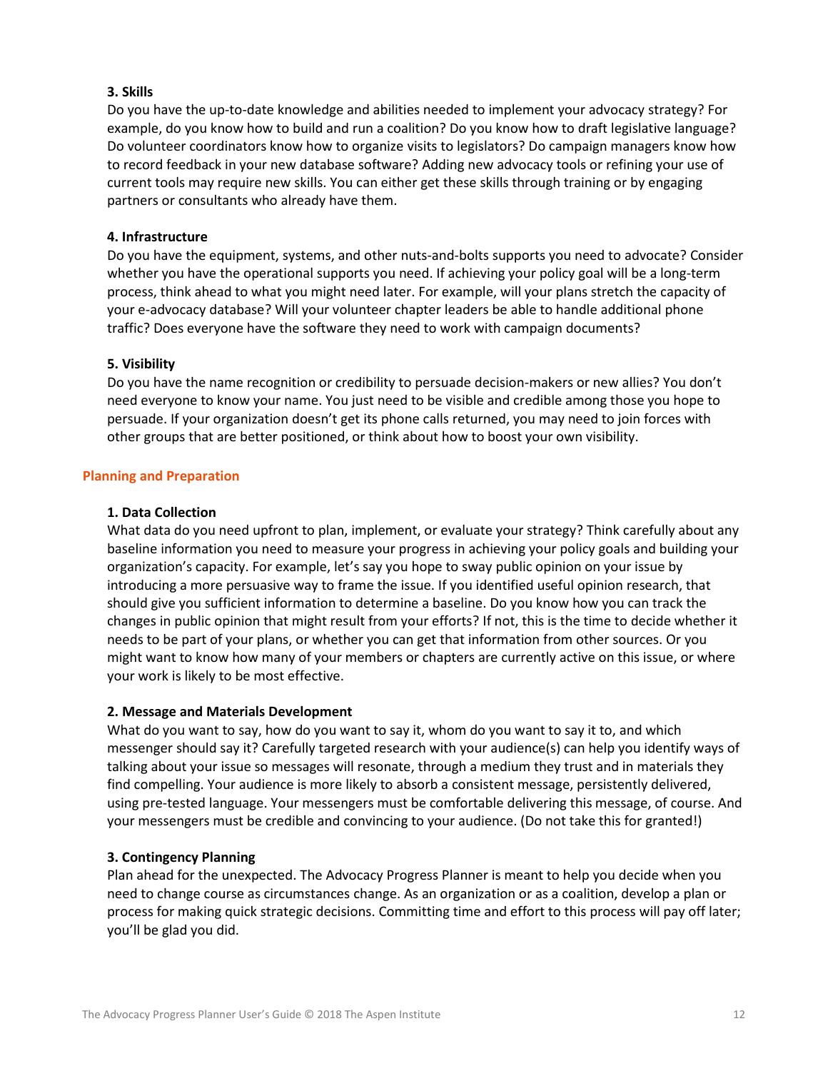**3. Skills**

Do you have the up-to-date knowledge and abilities needed to implement your advocacy strategy? For example, do you know how to build and run a coalition? Do you know how to draft legislative language? Do volunteer coordinators know how to organize visits to legislators? Do campaign managers know how to record feedback in your new database software? Adding new advocacy tools or refining your use of current tools may require new skills. You can either get these skills through training or by engaging partners or consultants who already have them.

**4. Infrastructure**

Do you have the equipment, systems, and other nuts-and-bolts supports you need to advocate? Consider whether you have the operational supports you need. If achieving your policy goal will be a long-term process, think ahead to what you might need later. For example, will your plans stretch the capacity of your e-advocacy database? Will your volunteer chapter leaders be able to handle additional phone traffic? Does everyone have the software they need to work with campaign documents?

**5. Visibility**

Do you have the name recognition or credibility to persuade decision-makers or new allies? You don't need everyone to know your name. You just need to be visible and credible among those you hope to persuade. If your organization doesn't get its phone calls returned, you may need to join forces with other groups that are better positioned, or think about how to boost your own visibility.

## Planning and Preparation

**1. Data Collection**

What data do you need upfront to plan, implement, or evaluate your strategy? Think carefully about any baseline information you need to measure your progress in achieving your policy goals and building your organization's capacity. For example, let's say you hope to sway public opinion on your issue by introducing a more persuasive way to frame the issue. If you identified useful opinion research, that should give you sufficient information to determine a baseline. Do you know how you can track the changes in public opinion that might result from your efforts? If not, this is the time to decide whether it needs to be part of your plans, or whether you can get that information from other sources. Or you might want to know how many of your members or chapters are currently active on this issue, or where your work is likely to be most effective.

**2. Message and Materials Development**

What do you want to say, how do you want to say it, whom do you want to say it to, and which messenger should say it? Carefully targeted research with your audience(s) can help you identify ways of talking about your issue so messages will resonate, through a medium they trust and in materials they find compelling. Your audience is more likely to absorb a consistent message, persistently delivered, using pre-tested language. Your messengers must be comfortable delivering this message, of course. And your messengers must be credible and convincing to your audience. (Do not take this for granted!)

**3. Contingency Planning**

Plan ahead for the unexpected. The Advocacy Progress Planner is meant to help you decide when you need to change course as circumstances change. As an organization or as a coalition, develop a plan or process for making quick strategic decisions. Committing time and effort to this process will pay off later; you'll be glad you did.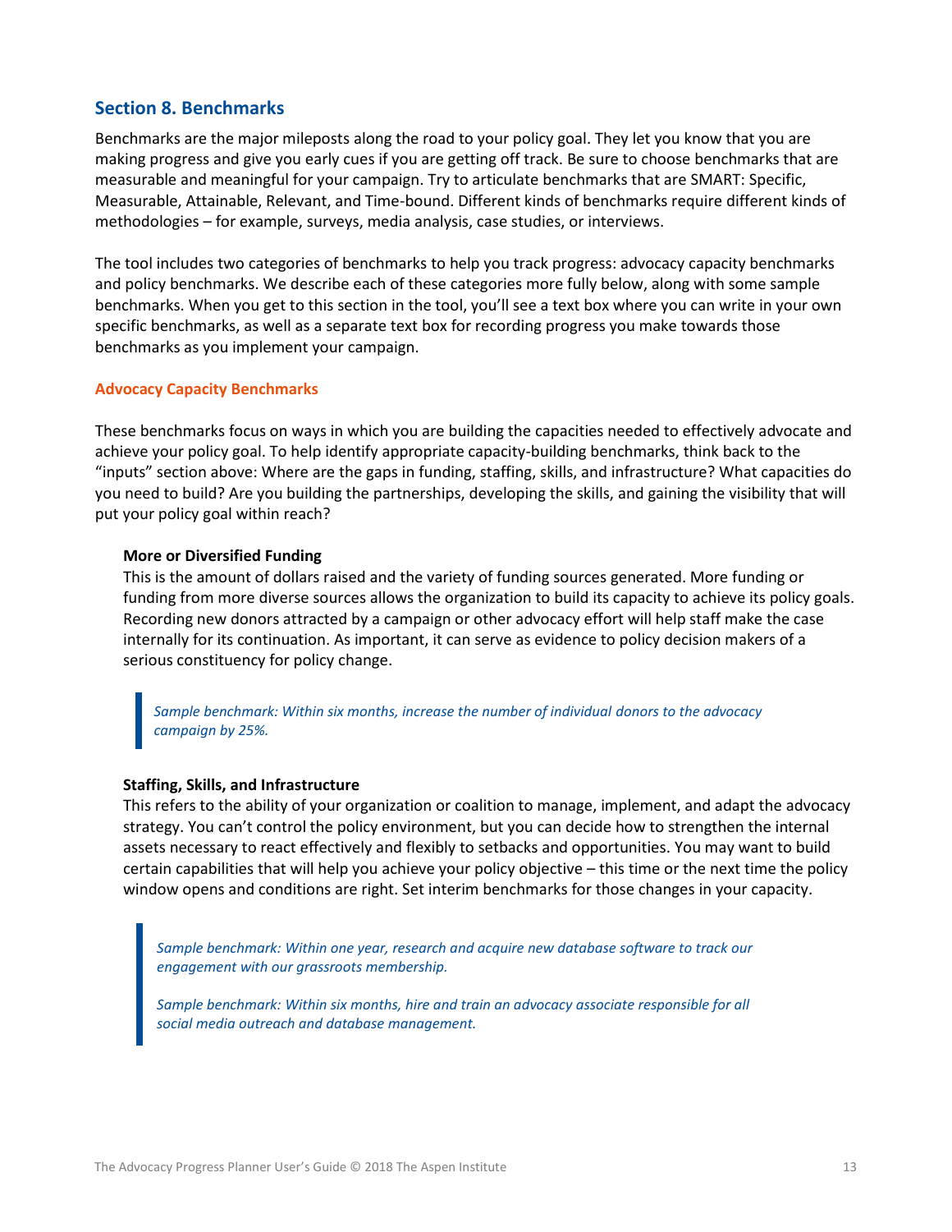## Section 8. Benchmarks

Benchmarks are the major mileposts along the road to your policy goal. They let you know that you are making progress and give you early cues if you are getting off track. Be sure to choose benchmarks that are measurable and meaningful for your campaign. Try to articulate benchmarks that are SMART: Specific, Measurable, Attainable, Relevant, and Time-bound. Different kinds of benchmarks require different kinds of methodologies – for example, surveys, media analysis, case studies, or interviews.

The tool includes two categories of benchmarks to help you track progress: advocacy capacity benchmarks and policy benchmarks. We describe each of these categories more fully below, along with some sample benchmarks. When you get to this section in the tool, you'll see a text box where you can write in your own specific benchmarks, as well as a separate text box for recording progress you make towards those benchmarks as you implement your campaign.

### Advocacy Capacity Benchmarks

These benchmarks focus on ways in which you are building the capacities needed to effectively advocate and achieve your policy goal. To help identify appropriate capacity-building benchmarks, think back to the "inputs" section above: Where are the gaps in funding, staffing, skills, and infrastructure? What capacities do you need to build? Are you building the partnerships, developing the skills, and gaining the visibility that will put your policy goal within reach?

**More or Diversified Funding**

This is the amount of dollars raised and the variety of funding sources generated. More funding or funding from more diverse sources allows the organization to build its capacity to achieve its policy goals. Recording new donors attracted by a campaign or other advocacy effort will help staff make the case internally for its continuation. As important, it can serve as evidence to policy decision makers of a serious constituency for policy change.

> *Sample benchmark: Within six months, increase the number of individual donors to the advocacy campaign by 25%.*

**Staffing, Skills, and Infrastructure**

This refers to the ability of your organization or coalition to manage, implement, and adapt the advocacy strategy. You can't control the policy environment, but you can decide how to strengthen the internal assets necessary to react effectively and flexibly to setbacks and opportunities. You may want to build certain capabilities that will help you achieve your policy objective – this time or the next time the policy window opens and conditions are right. Set interim benchmarks for those changes in your capacity.

> *Sample benchmark: Within one year, research and acquire new database software to track our engagement with our grassroots membership.*
>
> *Sample benchmark: Within six months, hire and train an advocacy associate responsible for all social media outreach and database management.*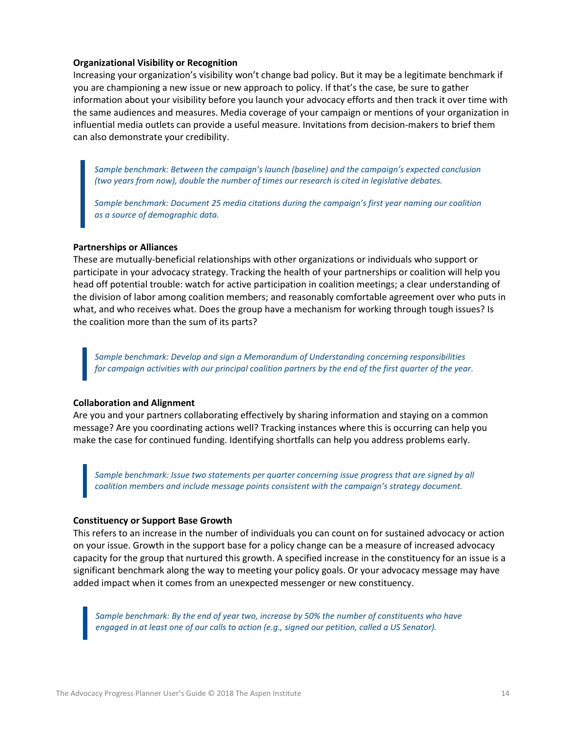**Organizational Visibility or Recognition**

Increasing your organization's visibility won't change bad policy. But it may be a legitimate benchmark if you are championing a new issue or new approach to policy. If that's the case, be sure to gather information about your visibility before you launch your advocacy efforts and then track it over time with the same audiences and measures. Media coverage of your campaign or mentions of your organization in influential media outlets can provide a useful measure. Invitations from decision-makers to brief them can also demonstrate your credibility.

> *Sample benchmark: Between the campaign's launch (baseline) and the campaign's expected conclusion (two years from now), double the number of times our research is cited in legislative debates.*
>
> *Sample benchmark: Document 25 media citations during the campaign's first year naming our coalition as a source of demographic data.*

**Partnerships or Alliances**

These are mutually-beneficial relationships with other organizations or individuals who support or participate in your advocacy strategy. Tracking the health of your partnerships or coalition will help you head off potential trouble: watch for active participation in coalition meetings; a clear understanding of the division of labor among coalition members; and reasonably comfortable agreement over who puts in what, and who receives what. Does the group have a mechanism for working through tough issues? Is the coalition more than the sum of its parts?

> *Sample benchmark: Develop and sign a Memorandum of Understanding concerning responsibilities for campaign activities with our principal coalition partners by the end of the first quarter of the year.*

**Collaboration and Alignment**

Are you and your partners collaborating effectively by sharing information and staying on a common message? Are you coordinating actions well? Tracking instances where this is occurring can help you make the case for continued funding. Identifying shortfalls can help you address problems early.

> *Sample benchmark: Issue two statements per quarter concerning issue progress that are signed by all coalition members and include message points consistent with the campaign's strategy document.*

**Constituency or Support Base Growth**

This refers to an increase in the number of individuals you can count on for sustained advocacy or action on your issue. Growth in the support base for a policy change can be a measure of increased advocacy capacity for the group that nurtured this growth. A specified increase in the constituency for an issue is a significant benchmark along the way to meeting your policy goals. Or your advocacy message may have added impact when it comes from an unexpected messenger or new constituency.

> *Sample benchmark: By the end of year two, increase by 50% the number of constituents who have engaged in at least one of our calls to action (e.g., signed our petition, called a US Senator).*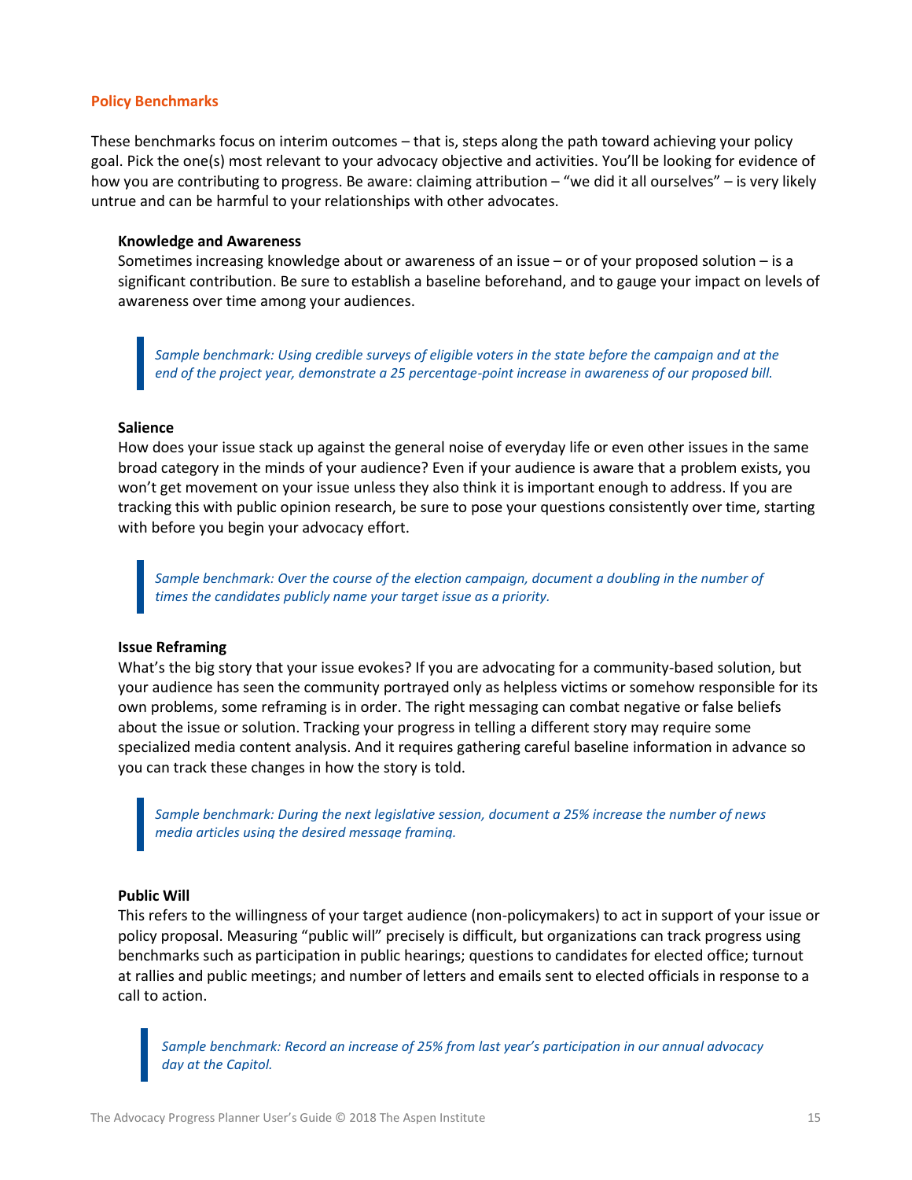## Policy Benchmarks

These benchmarks focus on interim outcomes – that is, steps along the path toward achieving your policy goal. Pick the one(s) most relevant to your advocacy objective and activities. You'll be looking for evidence of how you are contributing to progress. Be aware: claiming attribution – "we did it all ourselves" – is very likely untrue and can be harmful to your relationships with other advocates.

### Knowledge and Awareness

Sometimes increasing knowledge about or awareness of an issue – or of your proposed solution – is a significant contribution. Be sure to establish a baseline beforehand, and to gauge your impact on levels of awareness over time among your audiences.

> *Sample benchmark: Using credible surveys of eligible voters in the state before the campaign and at the end of the project year, demonstrate a 25 percentage-point increase in awareness of our proposed bill.*

### Salience

How does your issue stack up against the general noise of everyday life or even other issues in the same broad category in the minds of your audience? Even if your audience is aware that a problem exists, you won't get movement on your issue unless they also think it is important enough to address. If you are tracking this with public opinion research, be sure to pose your questions consistently over time, starting with before you begin your advocacy effort.

> *Sample benchmark: Over the course of the election campaign, document a doubling in the number of times the candidates publicly name your target issue as a priority.*

### Issue Reframing

What's the big story that your issue evokes? If you are advocating for a community-based solution, but your audience has seen the community portrayed only as helpless victims or somehow responsible for its own problems, some reframing is in order. The right messaging can combat negative or false beliefs about the issue or solution. Tracking your progress in telling a different story may require some specialized media content analysis. And it requires gathering careful baseline information in advance so you can track these changes in how the story is told.

> *Sample benchmark: During the next legislative session, document a 25% increase the number of news media articles using the desired message framing.*

### Public Will

This refers to the willingness of your target audience (non-policymakers) to act in support of your issue or policy proposal. Measuring "public will" precisely is difficult, but organizations can track progress using benchmarks such as participation in public hearings; questions to candidates for elected office; turnout at rallies and public meetings; and number of letters and emails sent to elected officials in response to a call to action.

> *Sample benchmark: Record an increase of 25% from last year's participation in our annual advocacy day at the Capitol.*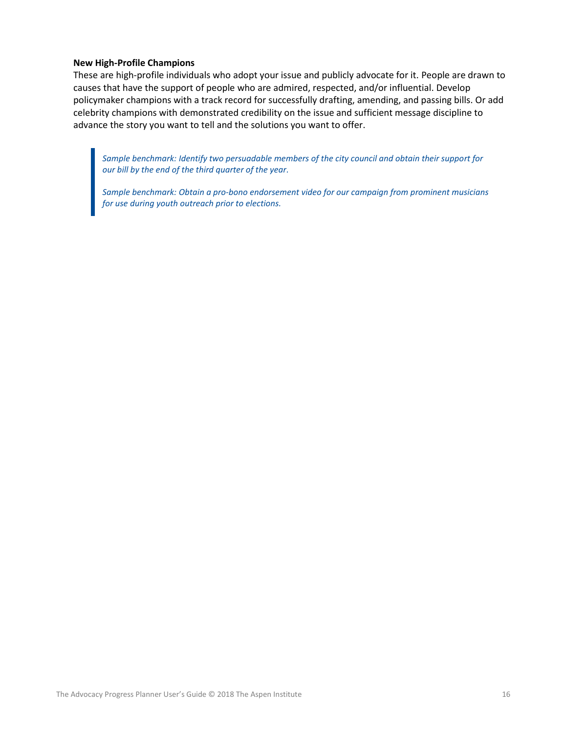**New High-Profile Champions**

These are high-profile individuals who adopt your issue and publicly advocate for it. People are drawn to causes that have the support of people who are admired, respected, and/or influential. Develop policymaker champions with a track record for successfully drafting, amending, and passing bills. Or add celebrity champions with demonstrated credibility on the issue and sufficient message discipline to advance the story you want to tell and the solutions you want to offer.

> *Sample benchmark: Identify two persuadable members of the city council and obtain their support for our bill by the end of the third quarter of the year.*
>
> *Sample benchmark: Obtain a pro-bono endorsement video for our campaign from prominent musicians for use during youth outreach prior to elections.*